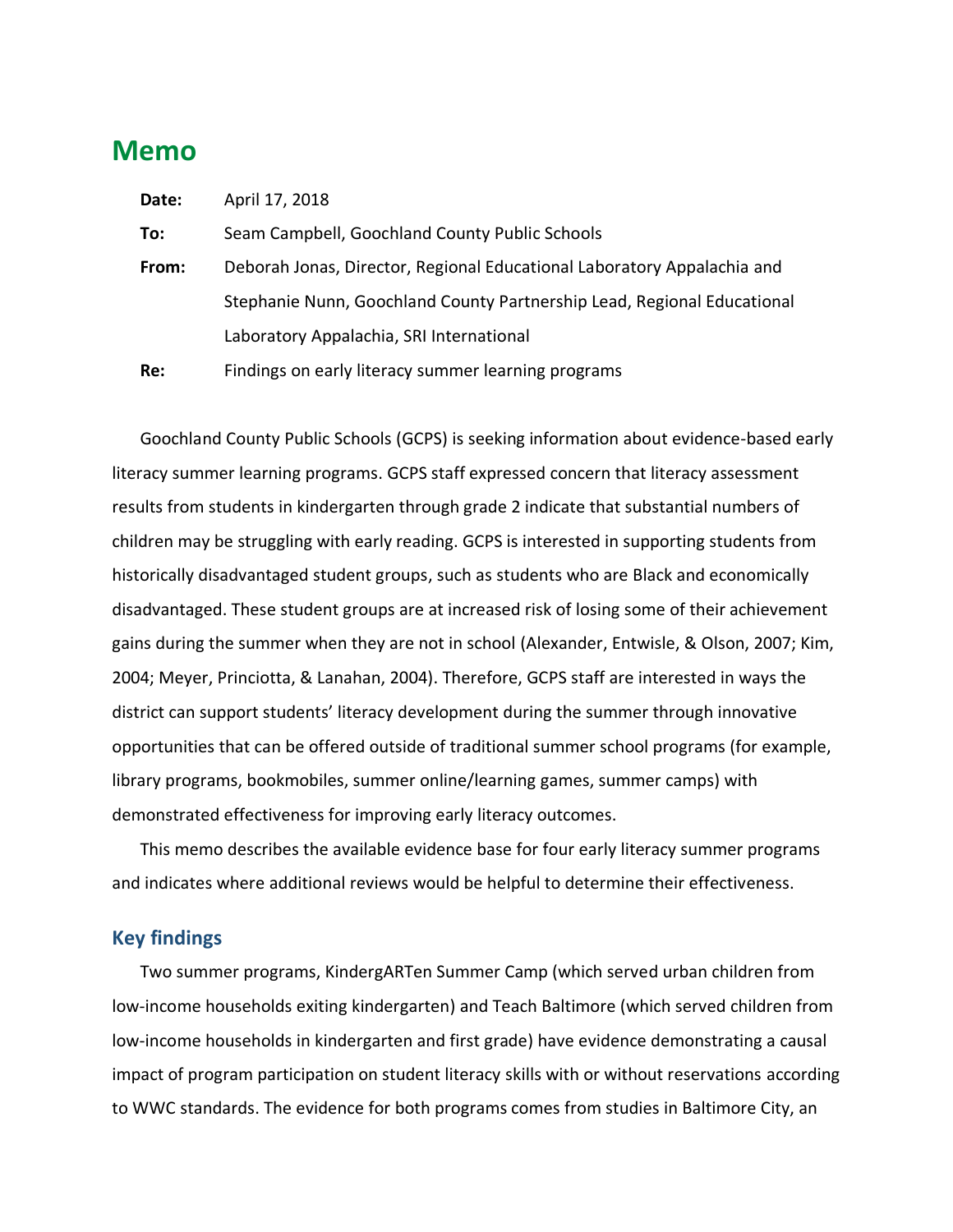# Memo

**Date:** April 17, 2018

**To:** Seam Campbell, Goochland County Public Schools

**From:** Deborah Jonas, Director, Regional Educational Laboratory Appalachia and Stephanie Nunn, Goochland County Partnership Lead, Regional Educational Laboratory Appalachia, SRI International

**Re:** Findings on early literacy summer learning programs

Goochland County Public Schools (GCPS) is seeking information about evidence-based early literacy summer learning programs. GCPS staff expressed concern that literacy assessment results from students in kindergarten through grade 2 indicate that substantial numbers of children may be struggling with early reading. GCPS is interested in supporting students from historically disadvantaged student groups, such as students who are Black and economically disadvantaged. These student groups are at increased risk of losing some of their achievement gains during the summer when they are not in school (Alexander, Entwisle, & Olson, 2007; Kim, 2004; Meyer, Princiotta, & Lanahan, 2004). Therefore, GCPS staff are interested in ways the district can support students' literacy development during the summer through innovative opportunities that can be offered outside of traditional summer school programs (for example, library programs, bookmobiles, summer online/learning games, summer camps) with demonstrated effectiveness for improving early literacy outcomes.

This memo describes the available evidence base for four early literacy summer programs and indicates where additional reviews would be helpful to determine their effectiveness.

## Key findings

Two summer programs, KindergARTen Summer Camp (which served urban children from low-income households exiting kindergarten) and Teach Baltimore (which served children from low-income households in kindergarten and first grade) have evidence demonstrating a causal impact of program participation on student literacy skills with or without reservations according to WWC standards. The evidence for both programs comes from studies in Baltimore City, an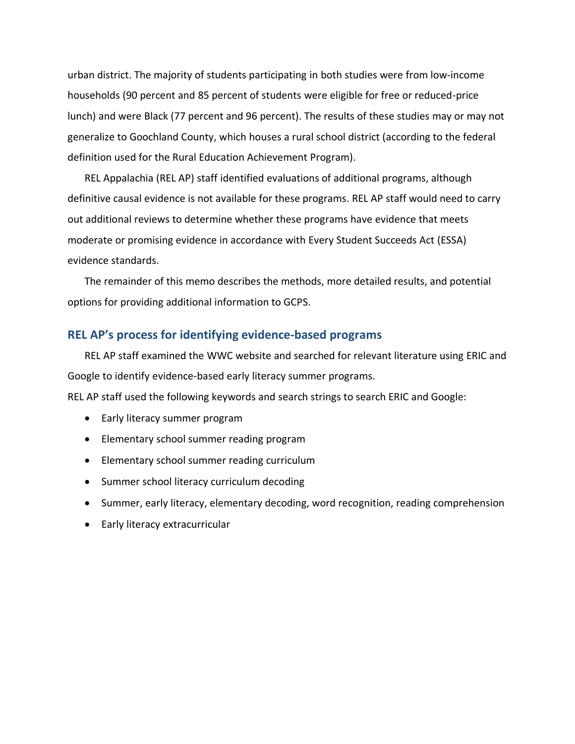urban district. The majority of students participating in both studies were from low-income households (90 percent and 85 percent of students were eligible for free or reduced-price lunch) and were Black (77 percent and 96 percent). The results of these studies may or may not generalize to Goochland County, which houses a rural school district (according to the federal definition used for the Rural Education Achievement Program).

REL Appalachia (REL AP) staff identified evaluations of additional programs, although definitive causal evidence is not available for these programs. REL AP staff would need to carry out additional reviews to determine whether these programs have evidence that meets moderate or promising evidence in accordance with Every Student Succeeds Act (ESSA) evidence standards.

The remainder of this memo describes the methods, more detailed results, and potential options for providing additional information to GCPS.

## REL AP's process for identifying evidence-based programs

REL AP staff examined the WWC website and searched for relevant literature using ERIC and Google to identify evidence-based early literacy summer programs.

REL AP staff used the following keywords and search strings to search ERIC and Google:

- Early literacy summer program
- Elementary school summer reading program
- Elementary school summer reading curriculum
- Summer school literacy curriculum decoding
- Summer, early literacy, elementary decoding, word recognition, reading comprehension
- Early literacy extracurricular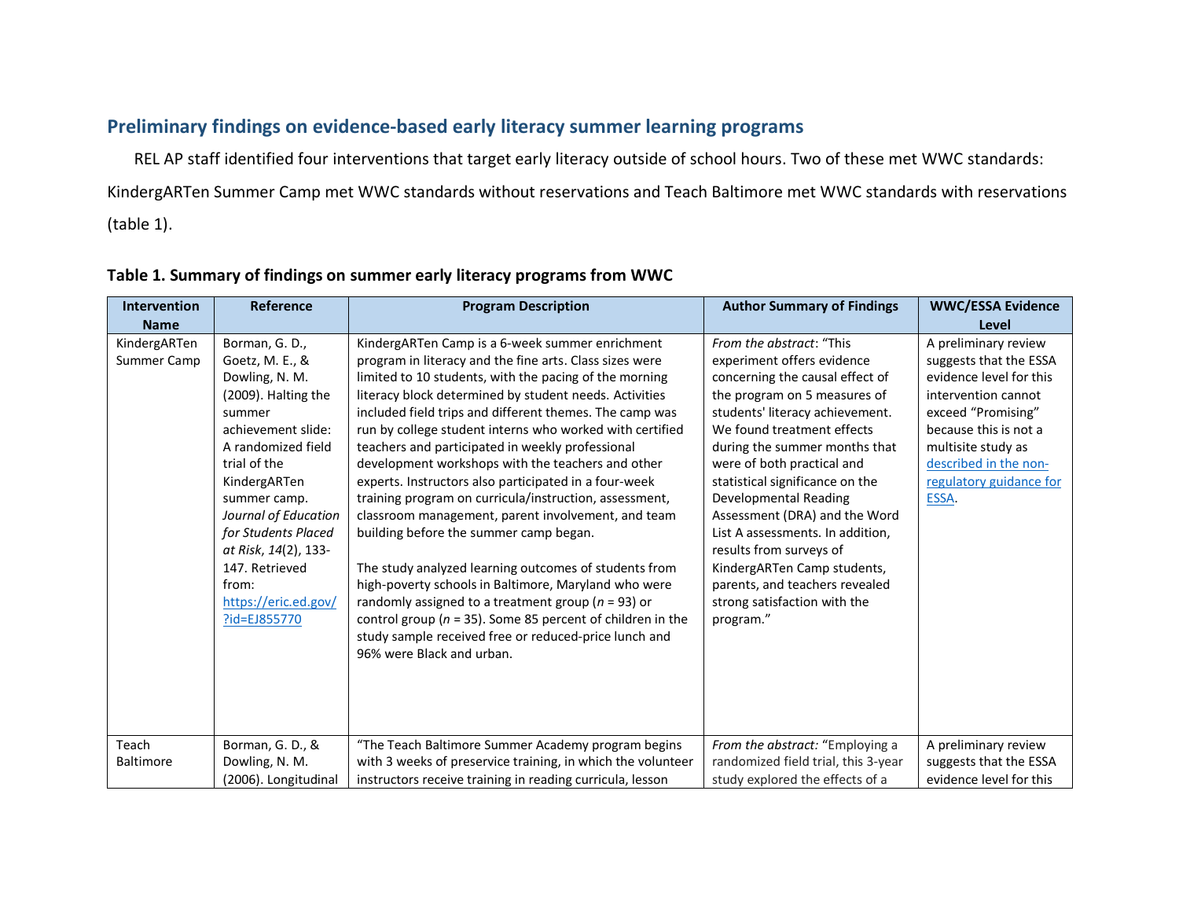## Preliminary findings on evidence-based early literacy summer learning programs

REL AP staff identified four interventions that target early literacy outside of school hours. Two of these met WWC standards: KindergARTen Summer Camp met WWC standards without reservations and Teach Baltimore met WWC standards with reservations (table 1).

**Table 1. Summary of findings on summer early literacy programs from WWC**

| Intervention Name | Reference | Program Description | Author Summary of Findings | WWC/ESSA Evidence Level |
|---|---|---|---|---|
| KindergARTen Summer Camp | Borman, G. D., Goetz, M. E., & Dowling, N. M. (2009). Halting the summer achievement slide: A randomized field trial of the KindergARTen summer camp. *Journal of Education for Students Placed at Risk*, *14*(2), 133-147. Retrieved from: [https://eric.ed.gov/?id=EJ855770](https://eric.ed.gov/?id=EJ855770) | KindergARTen Camp is a 6-week summer enrichment program in literacy and the fine arts. Class sizes were limited to 10 students, with the pacing of the morning literacy block determined by student needs. Activities included field trips and different themes. The camp was run by college student interns who worked with certified teachers and participated in weekly professional development workshops with the teachers and other experts. Instructors also participated in a four-week training program on curricula/instruction, assessment, classroom management, parent involvement, and team building before the summer camp began.<br><br>The study analyzed learning outcomes of students from high-poverty schools in Baltimore, Maryland who were randomly assigned to a treatment group (*n* = 93) or control group (*n* = 35). Some 85 percent of children in the study sample received free or reduced-price lunch and 96% were Black and urban. | *From the abstract*: "This experiment offers evidence concerning the causal effect of the program on 5 measures of students' literacy achievement. We found treatment effects during the summer months that were of both practical and statistical significance on the Developmental Reading Assessment (DRA) and the Word List A assessments. In addition, results from surveys of KindergARTen Camp students, parents, and teachers revealed strong satisfaction with the program." | A preliminary review suggests that the ESSA evidence level for this intervention cannot exceed "Promising" because this is not a multisite study as [described in the non-regulatory guidance for ESSA](#). |
| Teach Baltimore | Borman, G. D., & Dowling, N. M. (2006). Longitudinal | "The Teach Baltimore Summer Academy program begins with 3 weeks of preservice training, in which the volunteer instructors receive training in reading curricula, lesson | *From the abstract:* "Employing a randomized field trial, this 3-year study explored the effects of a | A preliminary review suggests that the ESSA evidence level for this |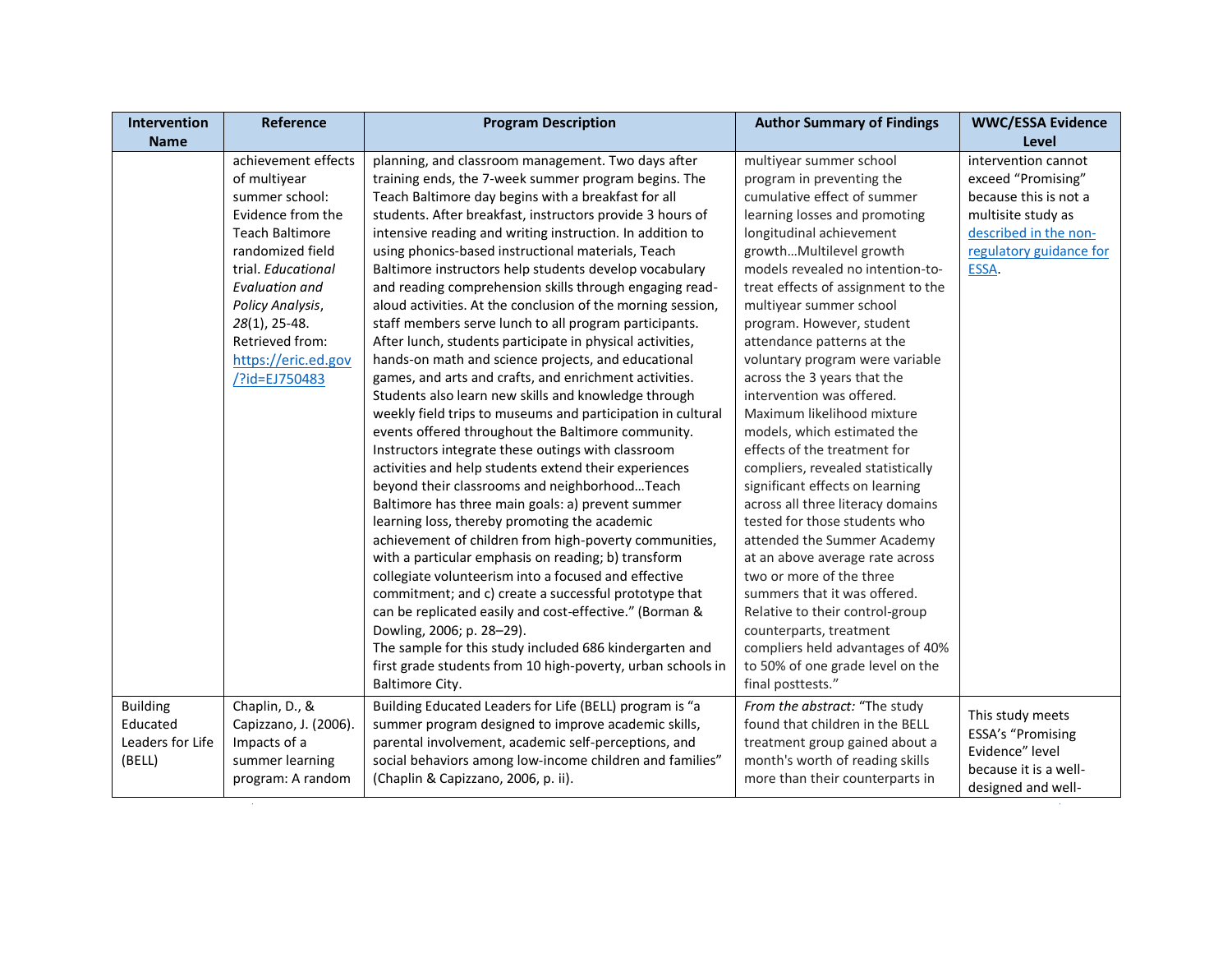| Intervention Name | Reference | Program Description | Author Summary of Findings | WWC/ESSA Evidence Level |
|---|---|---|---|---|
| | achievement effects of multiyear summer school: Evidence from the Teach Baltimore randomized field trial. *Educational Evaluation and Policy Analysis*, *28*(1), 25-48. Retrieved from: [https://eric.ed.gov/?id=EJ750483](https://eric.ed.gov/?id=EJ750483) | planning, and classroom management. Two days after training ends, the 7-week summer program begins. The Teach Baltimore day begins with a breakfast for all students. After breakfast, instructors provide 3 hours of intensive reading and writing instruction. In addition to using phonics-based instructional materials, Teach Baltimore instructors help students develop vocabulary and reading comprehension skills through engaging read-aloud activities. At the conclusion of the morning session, staff members serve lunch to all program participants. After lunch, students participate in physical activities, hands-on math and science projects, and educational games, and arts and crafts, and enrichment activities. Students also learn new skills and knowledge through weekly field trips to museums and participation in cultural events offered throughout the Baltimore community. Instructors integrate these outings with classroom activities and help students extend their experiences beyond their classrooms and neighborhood…Teach Baltimore has three main goals: a) prevent summer learning loss, thereby promoting the academic achievement of children from high-poverty communities, with a particular emphasis on reading; b) transform collegiate volunteerism into a focused and effective commitment; and c) create a successful prototype that can be replicated easily and cost-effective." (Borman & Dowling, 2006; p. 28–29).<br>The sample for this study included 686 kindergarten and first grade students from 10 high-poverty, urban schools in Baltimore City. | multiyear summer school program in preventing the cumulative effect of summer learning losses and promoting longitudinal achievement growth…Multilevel growth models revealed no intention-to-treat effects of assignment to the multiyear summer school program. However, student attendance patterns at the voluntary program were variable across the 3 years that the intervention was offered. Maximum likelihood mixture models, which estimated the effects of the treatment for compliers, revealed statistically significant effects on learning across all three literacy domains tested for those students who attended the Summer Academy at an above average rate across two or more of the three summers that it was offered. Relative to their control-group counterparts, treatment compliers held advantages of 40% to 50% of one grade level on the final posttests." | intervention cannot exceed "Promising" because this is not a multisite study as [described in the non-regulatory guidance for ESSA](#). |
| Building Educated Leaders for Life (BELL) | Chaplin, D., & Capizzano, J. (2006). Impacts of a summer learning program: A random | Building Educated Leaders for Life (BELL) program is "a summer program designed to improve academic skills, parental involvement, academic self-perceptions, and social behaviors among low-income children and families" (Chaplin & Capizzano, 2006, p. ii). | *From the abstract:* "The study found that children in the BELL treatment group gained about a month's worth of reading skills more than their counterparts in | This study meets ESSA's "Promising Evidence" level because it is a well-designed and well- |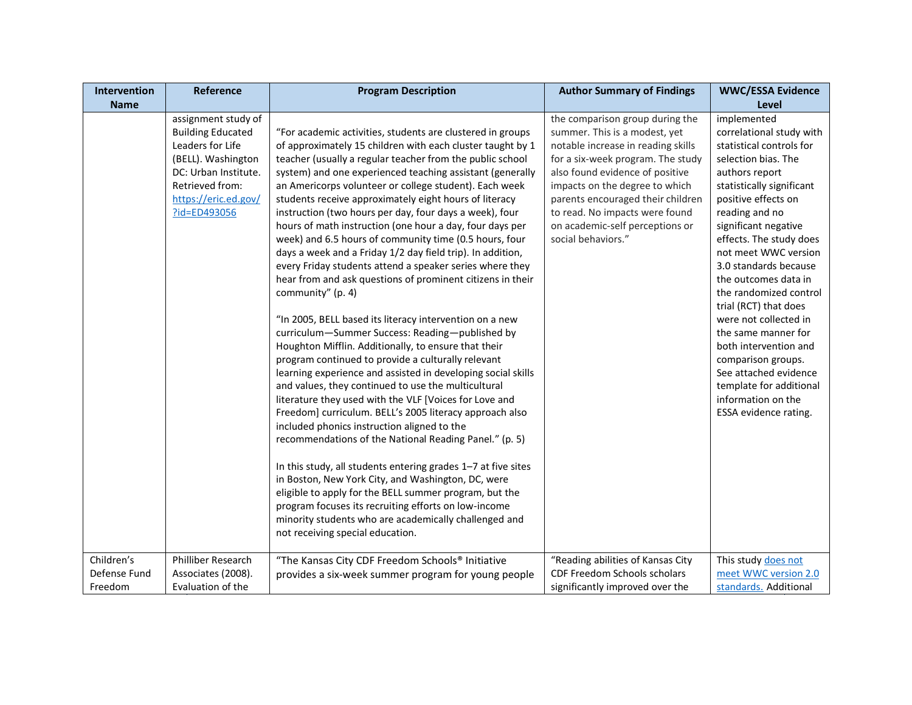| Intervention Name | Reference | Program Description | Author Summary of Findings | WWC/ESSA Evidence Level |
|---|---|---|---|---|
| | assignment study of Building Educated Leaders for Life (BELL). Washington DC: Urban Institute. Retrieved from: [https://eric.ed.gov/?id=ED493056](https://eric.ed.gov/?id=ED493056) | "For academic activities, students are clustered in groups of approximately 15 children with each cluster taught by 1 teacher (usually a regular teacher from the public school system) and one experienced teaching assistant (generally an Americorps volunteer or college student). Each week students receive approximately eight hours of literacy instruction (two hours per day, four days a week), four hours of math instruction (one hour a day, four days per week) and 6.5 hours of community time (0.5 hours, four days a week and a Friday 1/2 day field trip). In addition, every Friday students attend a speaker series where they hear from and ask questions of prominent citizens in their community" (p. 4)<br><br>"In 2005, BELL based its literacy intervention on a new curriculum—Summer Success: Reading—published by Houghton Mifflin. Additionally, to ensure that their program continued to provide a culturally relevant learning experience and assisted in developing social skills and values, they continued to use the multicultural literature they used with the VLF [Voices for Love and Freedom] curriculum. BELL's 2005 literacy approach also included phonics instruction aligned to the recommendations of the National Reading Panel." (p. 5)<br><br>In this study, all students entering grades 1–7 at five sites in Boston, New York City, and Washington, DC, were eligible to apply for the BELL summer program, but the program focuses its recruiting efforts on low-income minority students who are academically challenged and not receiving special education. | the comparison group during the summer. This is a modest, yet notable increase in reading skills for a six-week program. The study also found evidence of positive impacts on the degree to which parents encouraged their children to read. No impacts were found on academic-self perceptions or social behaviors." | implemented correlational study with statistical controls for selection bias. The authors report statistically significant positive effects on reading and no significant negative effects. The study does not meet WWC version 3.0 standards because the outcomes data in the randomized control trial (RCT) that does were not collected in the same manner for both intervention and comparison groups. See attached evidence template for additional information on the ESSA evidence rating. |
| Children's Defense Fund Freedom | Philliber Research Associates (2008). Evaluation of the | "The Kansas City CDF Freedom Schools® Initiative provides a six-week summer program for young people | "Reading abilities of Kansas City CDF Freedom Schools scholars significantly improved over the | This study does not meet WWC version 2.0 standards. Additional |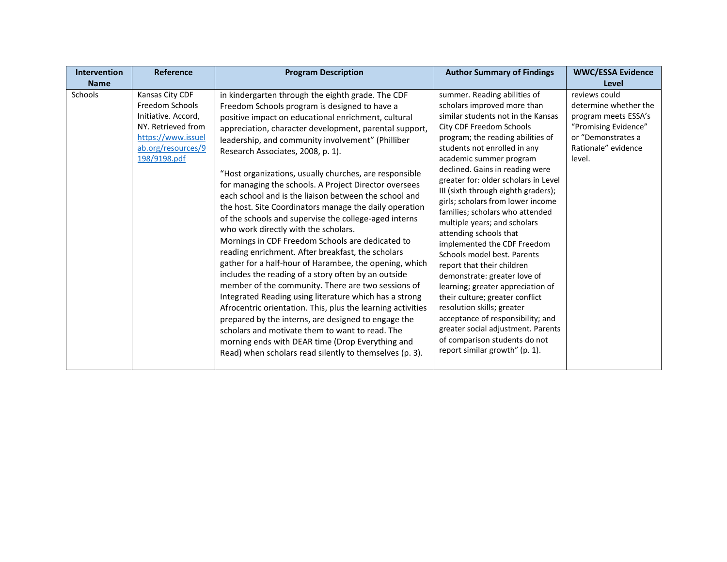| Intervention Name | Reference | Program Description | Author Summary of Findings | WWC/ESSA Evidence Level |
|---|---|---|---|---|
| Schools | Kansas City CDF Freedom Schools Initiative. Accord, NY. Retrieved from https://www.issuelab.org/resources/9198/9198.pdf | in kindergarten through the eighth grade. The CDF Freedom Schools program is designed to have a positive impact on educational enrichment, cultural appreciation, character development, parental support, leadership, and community involvement" (Philliber Research Associates, 2008, p. 1).<br><br>"Host organizations, usually churches, are responsible for managing the schools. A Project Director oversees each school and is the liaison between the school and the host. Site Coordinators manage the daily operation of the schools and supervise the college-aged interns who work directly with the scholars.<br>Mornings in CDF Freedom Schools are dedicated to reading enrichment. After breakfast, the scholars gather for a half-hour of Harambee, the opening, which includes the reading of a story often by an outside member of the community. There are two sessions of Integrated Reading using literature which has a strong Afrocentric orientation. This, plus the learning activities prepared by the interns, are designed to engage the scholars and motivate them to want to read. The morning ends with DEAR time (Drop Everything and Read) when scholars read silently to themselves (p. 3). | summer. Reading abilities of scholars improved more than similar students not in the Kansas City CDF Freedom Schools program; the reading abilities of students not enrolled in any academic summer program declined. Gains in reading were greater for: older scholars in Level III (sixth through eighth graders); girls; scholars from lower income families; scholars who attended multiple years; and scholars attending schools that implemented the CDF Freedom Schools model best. Parents report that their children demonstrate: greater love of learning; greater appreciation of their culture; greater conflict resolution skills; greater acceptance of responsibility; and greater social adjustment. Parents of comparison students do not report similar growth" (p. 1). | reviews could determine whether the program meets ESSA's "Promising Evidence" or "Demonstrates a Rationale" evidence level. |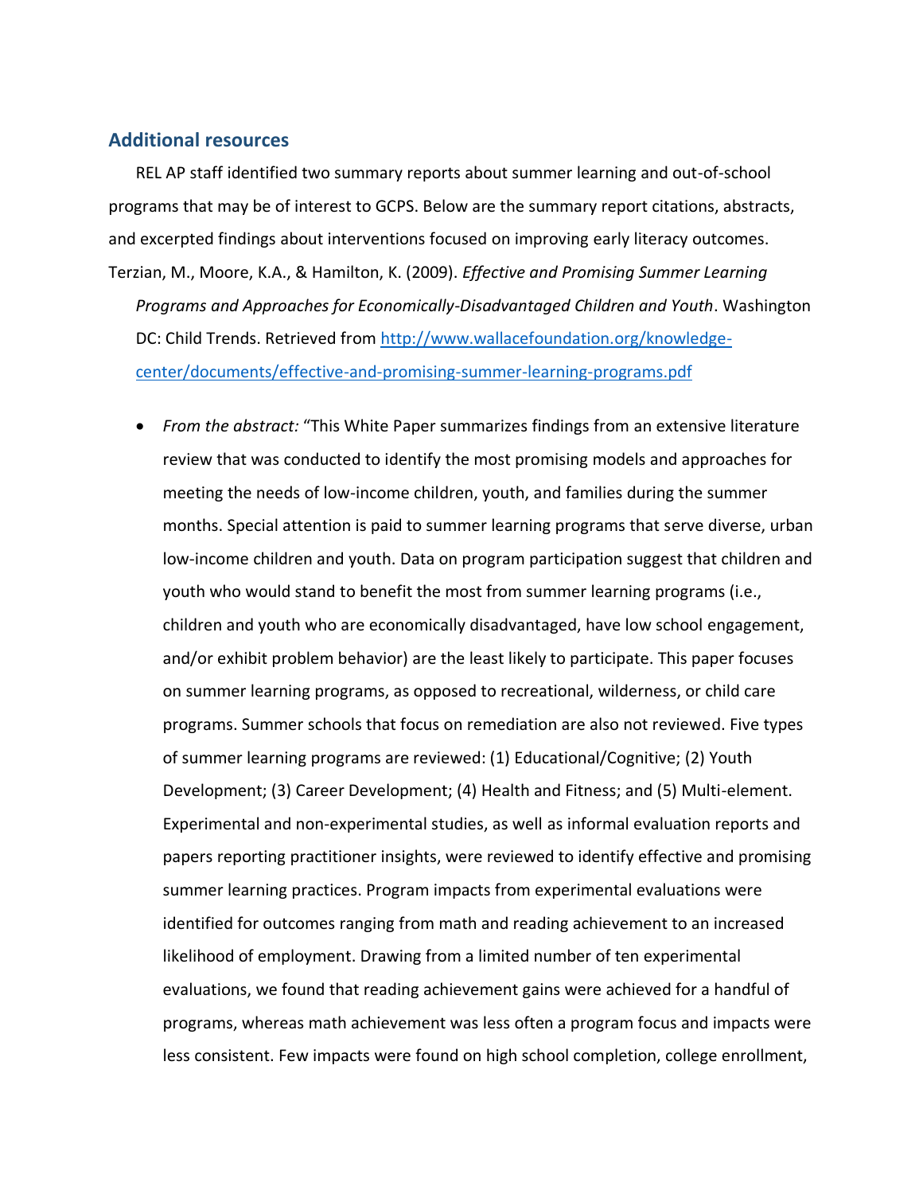## Additional resources

REL AP staff identified two summary reports about summer learning and out-of-school programs that may be of interest to GCPS. Below are the summary report citations, abstracts, and excerpted findings about interventions focused on improving early literacy outcomes.

Terzian, M., Moore, K.A., & Hamilton, K. (2009). *Effective and Promising Summer Learning Programs and Approaches for Economically-Disadvantaged Children and Youth*. Washington DC: Child Trends. Retrieved from [http://www.wallacefoundation.org/knowledge-center/documents/effective-and-promising-summer-learning-programs.pdf](http://www.wallacefoundation.org/knowledge-center/documents/effective-and-promising-summer-learning-programs.pdf)

- *From the abstract:* "This White Paper summarizes findings from an extensive literature review that was conducted to identify the most promising models and approaches for meeting the needs of low-income children, youth, and families during the summer months. Special attention is paid to summer learning programs that serve diverse, urban low-income children and youth. Data on program participation suggest that children and youth who would stand to benefit the most from summer learning programs (i.e., children and youth who are economically disadvantaged, have low school engagement, and/or exhibit problem behavior) are the least likely to participate. This paper focuses on summer learning programs, as opposed to recreational, wilderness, or child care programs. Summer schools that focus on remediation are also not reviewed. Five types of summer learning programs are reviewed: (1) Educational/Cognitive; (2) Youth Development; (3) Career Development; (4) Health and Fitness; and (5) Multi-element. Experimental and non-experimental studies, as well as informal evaluation reports and papers reporting practitioner insights, were reviewed to identify effective and promising summer learning practices. Program impacts from experimental evaluations were identified for outcomes ranging from math and reading achievement to an increased likelihood of employment. Drawing from a limited number of ten experimental evaluations, we found that reading achievement gains were achieved for a handful of programs, whereas math achievement was less often a program focus and impacts were less consistent. Few impacts were found on high school completion, college enrollment,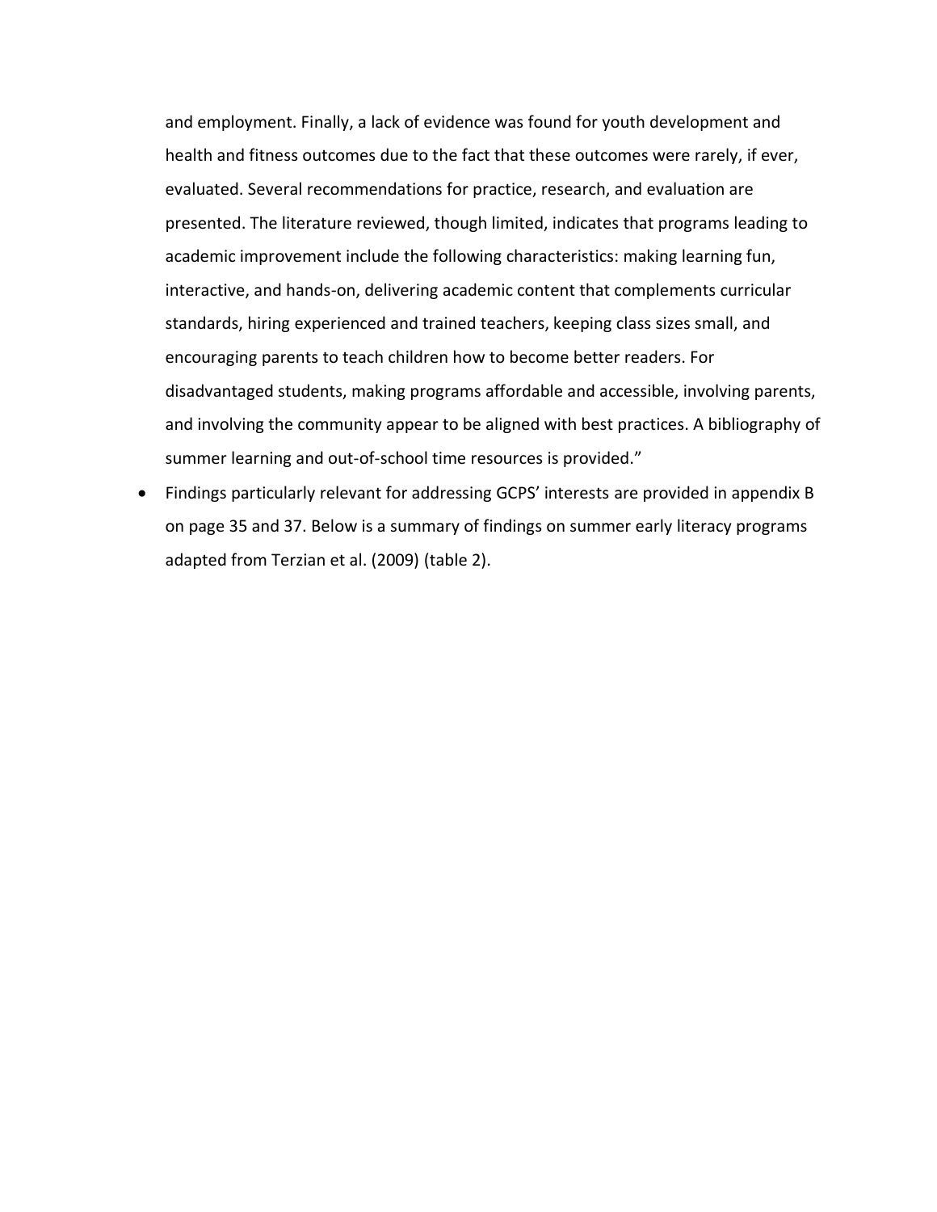and employment. Finally, a lack of evidence was found for youth development and health and fitness outcomes due to the fact that these outcomes were rarely, if ever, evaluated. Several recommendations for practice, research, and evaluation are presented. The literature reviewed, though limited, indicates that programs leading to academic improvement include the following characteristics: making learning fun, interactive, and hands-on, delivering academic content that complements curricular standards, hiring experienced and trained teachers, keeping class sizes small, and encouraging parents to teach children how to become better readers. For disadvantaged students, making programs affordable and accessible, involving parents, and involving the community appear to be aligned with best practices. A bibliography of summer learning and out-of-school time resources is provided."

- Findings particularly relevant for addressing GCPS' interests are provided in appendix B on page 35 and 37. Below is a summary of findings on summer early literacy programs adapted from Terzian et al. (2009) (table 2).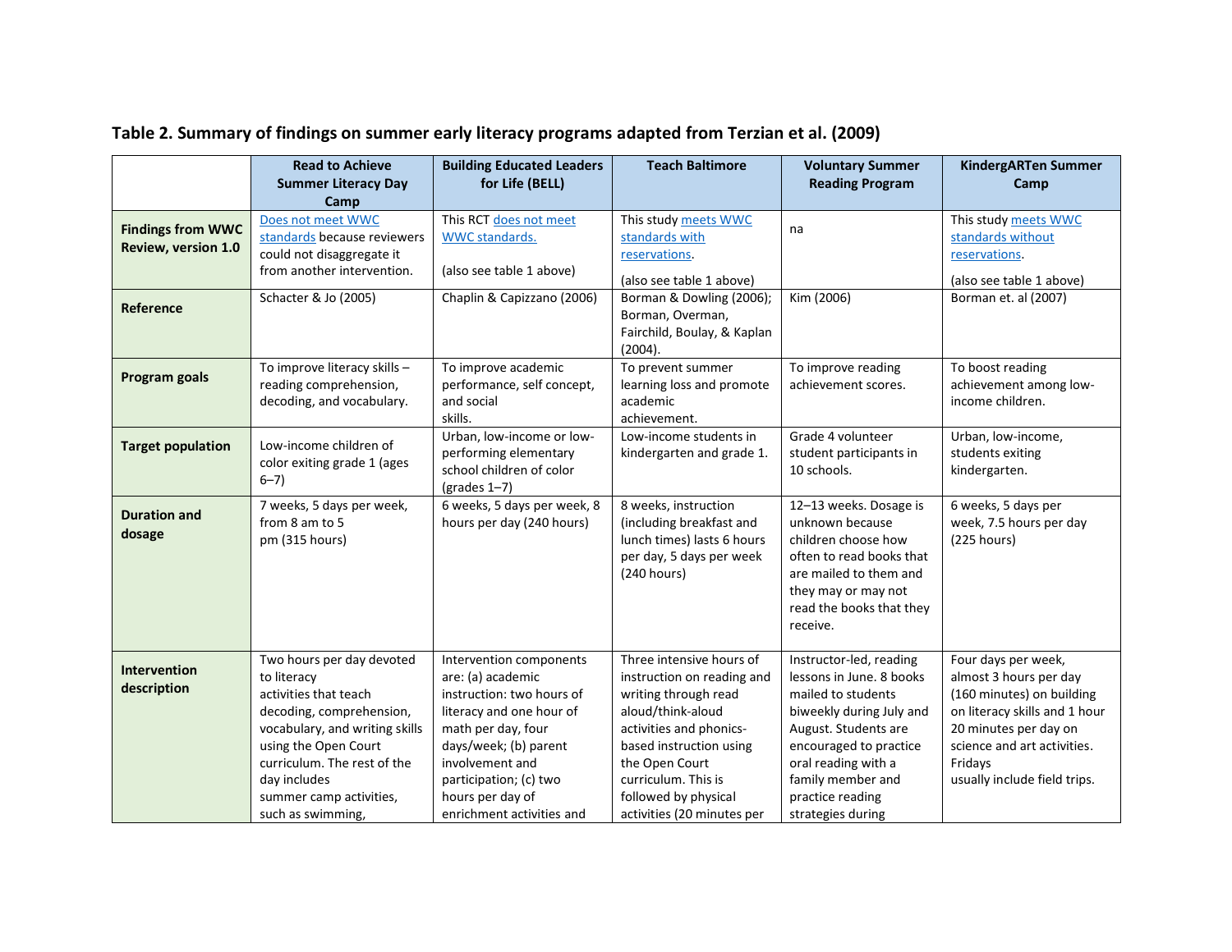### Table 2. Summary of findings on summer early literacy programs adapted from Terzian et al. (2009)

| | Read to Achieve Summer Literacy Day Camp | Building Educated Leaders for Life (BELL) | Teach Baltimore | Voluntary Summer Reading Program | KindergARTen Summer Camp |
|---|---|---|---|---|---|
| **Findings from WWC Review, version 1.0** | Does not meet WWC standards because reviewers could not disaggregate it from another intervention. | This RCT does not meet WWC standards. (also see table 1 above) | This study meets WWC standards with reservations. (also see table 1 above) | na | This study meets WWC standards without reservations. (also see table 1 above) |
| **Reference** | Schacter & Jo (2005) | Chaplin & Capizzano (2006) | Borman & Dowling (2006); Borman, Overman, Fairchild, Boulay, & Kaplan (2004). | Kim (2006) | Borman et. al (2007) |
| **Program goals** | To improve literacy skills – reading comprehension, decoding, and vocabulary. | To improve academic performance, self concept, and social skills. | To prevent summer learning loss and promote academic achievement. | To improve reading achievement scores. | To boost reading achievement among low-income children. |
| **Target population** | Low-income children of color exiting grade 1 (ages 6–7) | Urban, low-income or low-performing elementary school children of color (grades 1–7) | Low-income students in kindergarten and grade 1. | Grade 4 volunteer student participants in 10 schools. | Urban, low-income, students exiting kindergarten. |
| **Duration and dosage** | 7 weeks, 5 days per week, from 8 am to 5 pm (315 hours) | 6 weeks, 5 days per week, 8 hours per day (240 hours) | 8 weeks, instruction (including breakfast and lunch times) lasts 6 hours per day, 5 days per week (240 hours) | 12–13 weeks. Dosage is unknown because children choose how often to read books that are mailed to them and they may or may not read the books that they receive. | 6 weeks, 5 days per week, 7.5 hours per day (225 hours) |
| **Intervention description** | Two hours per day devoted to literacy activities that teach decoding, comprehension, vocabulary, and writing skills using the Open Court curriculum. The rest of the day includes summer camp activities, such as swimming, | Intervention components are: (a) academic instruction: two hours of literacy and one hour of math per day, four days/week; (b) parent involvement and participation; (c) two hours per day of enrichment activities and | Three intensive hours of instruction on reading and writing through read aloud/think-aloud activities and phonics-based instruction using the Open Court curriculum. This is followed by physical activities (20 minutes per | Instructor-led, reading lessons in June. 8 books mailed to students biweekly during July and August. Students are encouraged to practice oral reading with a family member and practice reading strategies during | Four days per week, almost 3 hours per day (160 minutes) on building on literacy skills and 1 hour 20 minutes per day on science and art activities. Fridays usually include field trips. |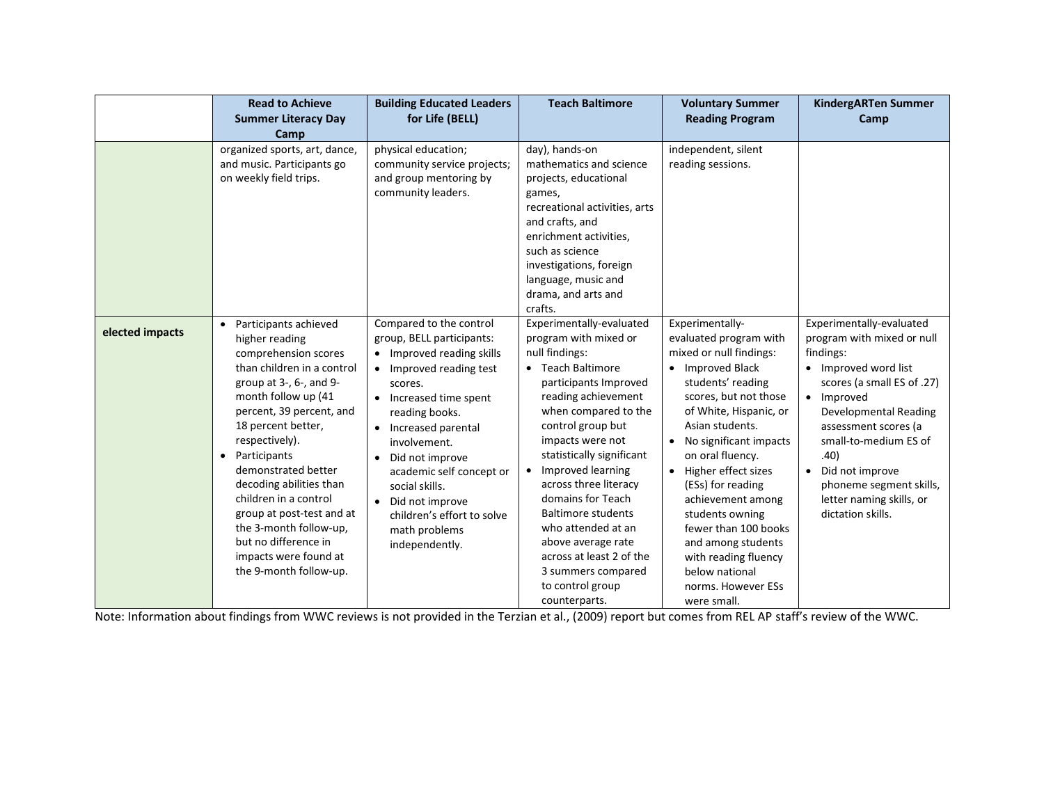| | Read to Achieve Summer Literacy Day Camp | Building Educated Leaders for Life (BELL) | Teach Baltimore | Voluntary Summer Reading Program | KindergARTen Summer Camp |
|---|---|---|---|---|---|
| | organized sports, art, dance, and music. Participants go on weekly field trips. | physical education; community service projects; and group mentoring by community leaders. | day), hands-on mathematics and science projects, educational games, recreational activities, arts and crafts, and enrichment activities, such as science investigations, foreign language, music and drama, and arts and crafts. | independent, silent reading sessions. | |
| **elected impacts** | • Participants achieved higher reading comprehension scores than children in a control group at 3-, 6-, and 9-month follow up (41 percent, 39 percent, and 18 percent better, respectively).<br>• Participants demonstrated better decoding abilities than children in a control group at post-test and at the 3-month follow-up, but no difference in impacts were found at the 9-month follow-up. | Compared to the control group, BELL participants:<br>• Improved reading skills<br>• Improved reading test scores.<br>• Increased time spent reading books.<br>• Increased parental involvement.<br>• Did not improve academic self concept or social skills.<br>• Did not improve children's effort to solve math problems independently. | Experimentally-evaluated program with mixed or null findings:<br>• Teach Baltimore participants Improved reading achievement when compared to the control group but impacts were not statistically significant<br>• Improved learning across three literacy domains for Teach Baltimore students who attended at an above average rate across at least 2 of the 3 summers compared to control group counterparts. | Experimentally-evaluated program with mixed or null findings:<br>• Improved Black students' reading scores, but not those of White, Hispanic, or Asian students.<br>• No significant impacts on oral fluency.<br>• Higher effect sizes (ESs) for reading achievement among students owning fewer than 100 books and among students with reading fluency below national norms. However ESs were small. | Experimentally-evaluated program with mixed or null findings:<br>• Improved word list scores (a small ES of .27)<br>• Improved Developmental Reading assessment scores (a small-to-medium ES of .40)<br>• Did not improve phoneme segment skills, letter naming skills, or dictation skills. |

Note: Information about findings from WWC reviews is not provided in the Terzian et al., (2009) report but comes from REL AP staff's review of the WWC.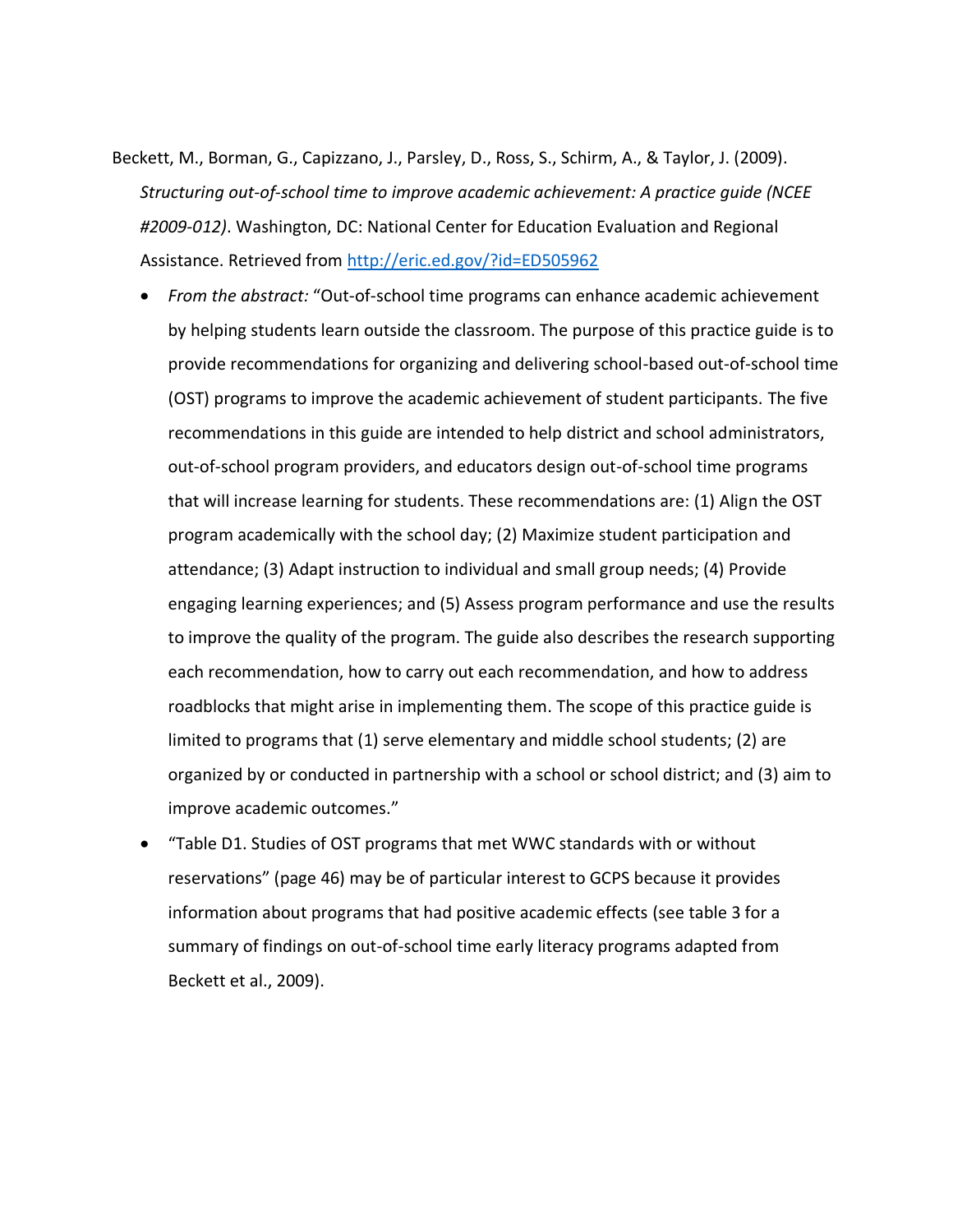Beckett, M., Borman, G., Capizzano, J., Parsley, D., Ross, S., Schirm, A., & Taylor, J. (2009). *Structuring out-of-school time to improve academic achievement: A practice guide (NCEE #2009-012)*. Washington, DC: National Center for Education Evaluation and Regional Assistance. Retrieved from [http://eric.ed.gov/?id=ED505962](http://eric.ed.gov/?id=ED505962)

- *From the abstract:* "Out-of-school time programs can enhance academic achievement by helping students learn outside the classroom. The purpose of this practice guide is to provide recommendations for organizing and delivering school-based out-of-school time (OST) programs to improve the academic achievement of student participants. The five recommendations in this guide are intended to help district and school administrators, out-of-school program providers, and educators design out-of-school time programs that will increase learning for students. These recommendations are: (1) Align the OST program academically with the school day; (2) Maximize student participation and attendance; (3) Adapt instruction to individual and small group needs; (4) Provide engaging learning experiences; and (5) Assess program performance and use the results to improve the quality of the program. The guide also describes the research supporting each recommendation, how to carry out each recommendation, and how to address roadblocks that might arise in implementing them. The scope of this practice guide is limited to programs that (1) serve elementary and middle school students; (2) are organized by or conducted in partnership with a school or school district; and (3) aim to improve academic outcomes."
- "Table D1. Studies of OST programs that met WWC standards with or without reservations" (page 46) may be of particular interest to GCPS because it provides information about programs that had positive academic effects (see table 3 for a summary of findings on out-of-school time early literacy programs adapted from Beckett et al., 2009).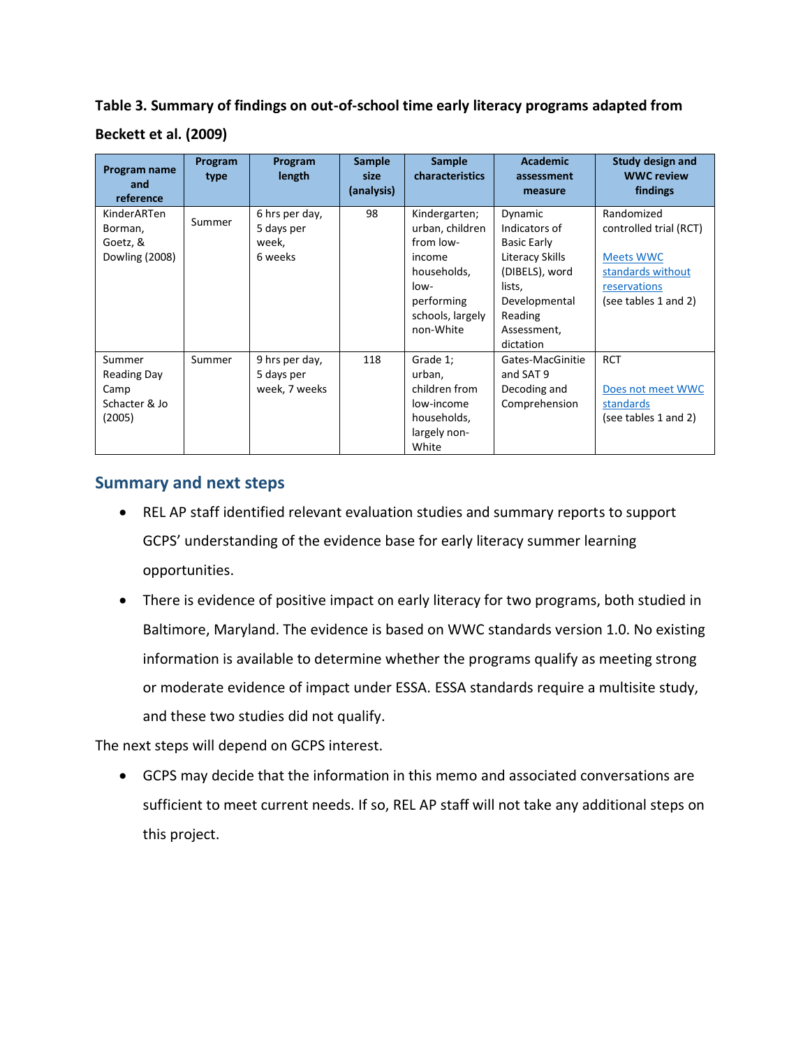**Table 3. Summary of findings on out-of-school time early literacy programs adapted from Beckett et al. (2009)**

| Program name and reference | Program type | Program length | Sample size (analysis) | Sample characteristics | Academic assessment measure | Study design and WWC review findings |
|---|---|---|---|---|---|---|
| KinderARTen Borman, Goetz, & Dowling (2008) | Summer | 6 hrs per day, 5 days per week, 6 weeks | 98 | Kindergarten; urban, children from low-income households, low-performing schools, largely non-White | Dynamic Indicators of Basic Early Literacy Skills (DIBELS), word lists, Developmental Reading Assessment, dictation | Randomized controlled trial (RCT)<br><br>Meets WWC standards without reservations<br>(see tables 1 and 2) |
| Summer Reading Day Camp Schacter & Jo (2005) | Summer | 9 hrs per day, 5 days per week, 7 weeks | 118 | Grade 1; urban, children from low-income households, largely non-White | Gates-MacGinitie and SAT 9 Decoding and Comprehension | RCT<br><br>Does not meet WWC standards<br>(see tables 1 and 2) |

## Summary and next steps

- REL AP staff identified relevant evaluation studies and summary reports to support GCPS' understanding of the evidence base for early literacy summer learning opportunities.
- There is evidence of positive impact on early literacy for two programs, both studied in Baltimore, Maryland. The evidence is based on WWC standards version 1.0. No existing information is available to determine whether the programs qualify as meeting strong or moderate evidence of impact under ESSA. ESSA standards require a multisite study, and these two studies did not qualify.

The next steps will depend on GCPS interest.

- GCPS may decide that the information in this memo and associated conversations are sufficient to meet current needs. If so, REL AP staff will not take any additional steps on this project.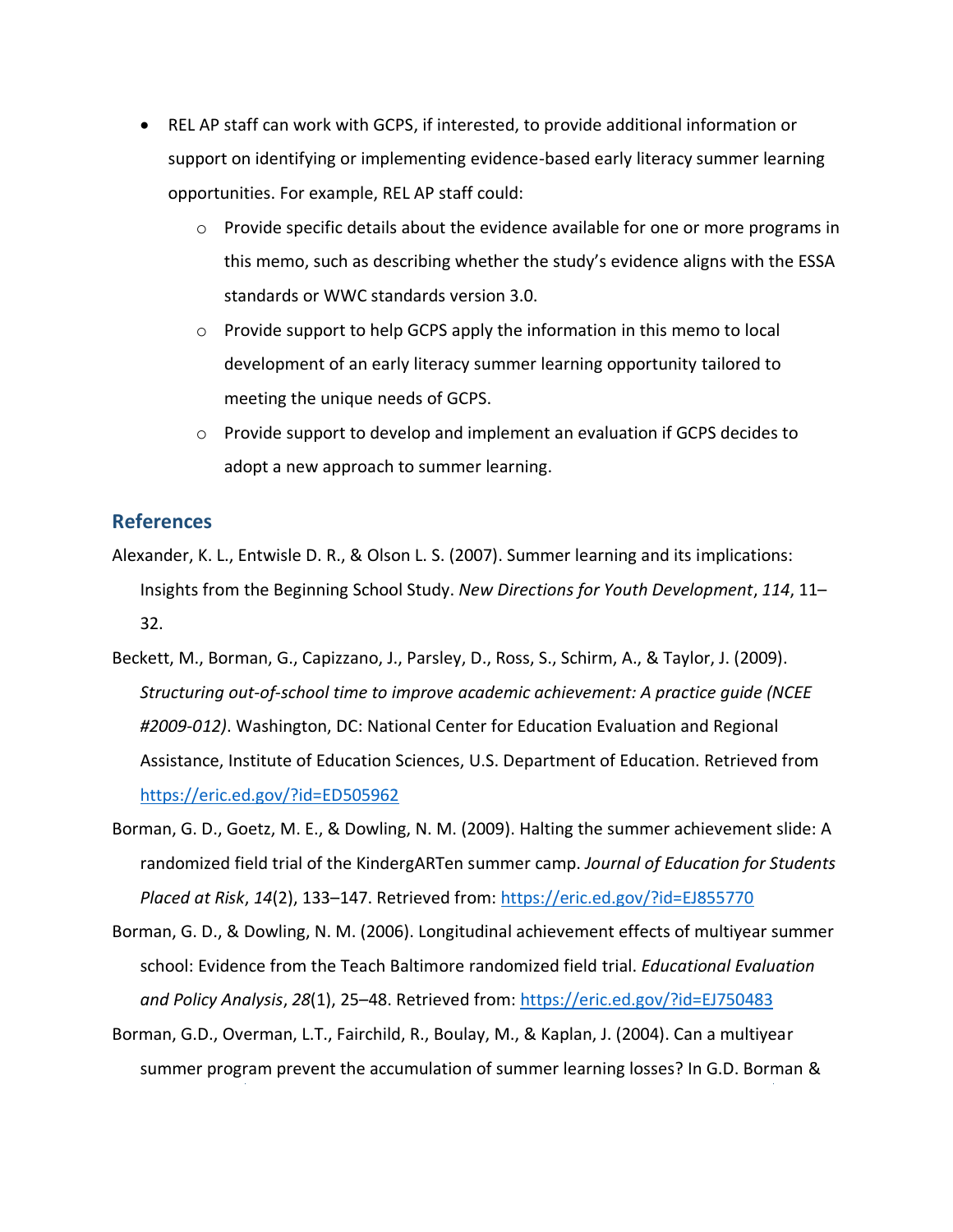- REL AP staff can work with GCPS, if interested, to provide additional information or support on identifying or implementing evidence-based early literacy summer learning opportunities. For example, REL AP staff could:
  - Provide specific details about the evidence available for one or more programs in this memo, such as describing whether the study's evidence aligns with the ESSA standards or WWC standards version 3.0.
  - Provide support to help GCPS apply the information in this memo to local development of an early literacy summer learning opportunity tailored to meeting the unique needs of GCPS.
  - Provide support to develop and implement an evaluation if GCPS decides to adopt a new approach to summer learning.

## References

Alexander, K. L., Entwisle D. R., & Olson L. S. (2007). Summer learning and its implications: Insights from the Beginning School Study. *New Directions for Youth Development*, *114*, 11–32.

Beckett, M., Borman, G., Capizzano, J., Parsley, D., Ross, S., Schirm, A., & Taylor, J. (2009). *Structuring out-of-school time to improve academic achievement: A practice guide (NCEE #2009-012)*. Washington, DC: National Center for Education Evaluation and Regional Assistance, Institute of Education Sciences, U.S. Department of Education. Retrieved from https://eric.ed.gov/?id=ED505962

Borman, G. D., Goetz, M. E., & Dowling, N. M. (2009). Halting the summer achievement slide: A randomized field trial of the KindergARTen summer camp. *Journal of Education for Students Placed at Risk*, *14*(2), 133–147. Retrieved from: https://eric.ed.gov/?id=EJ855770

Borman, G. D., & Dowling, N. M. (2006). Longitudinal achievement effects of multiyear summer school: Evidence from the Teach Baltimore randomized field trial. *Educational Evaluation and Policy Analysis*, *28*(1), 25–48. Retrieved from: https://eric.ed.gov/?id=EJ750483

Borman, G.D., Overman, L.T., Fairchild, R., Boulay, M., & Kaplan, J. (2004). Can a multiyear summer program prevent the accumulation of summer learning losses? In G.D. Borman &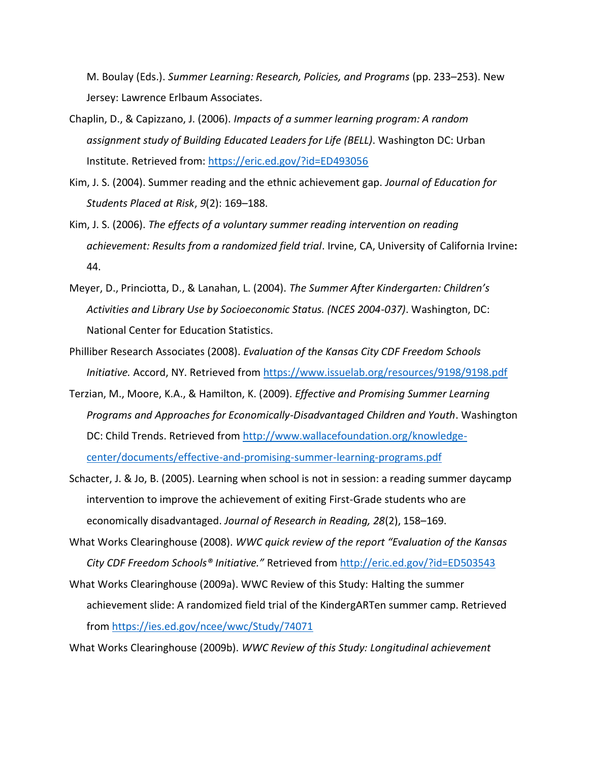M. Boulay (Eds.). *Summer Learning: Research, Policies, and Programs* (pp. 233–253). New Jersey: Lawrence Erlbaum Associates.

Chaplin, D., & Capizzano, J. (2006). *Impacts of a summer learning program: A random assignment study of Building Educated Leaders for Life (BELL)*. Washington DC: Urban Institute. Retrieved from: https://eric.ed.gov/?id=ED493056

Kim, J. S. (2004). Summer reading and the ethnic achievement gap. *Journal of Education for Students Placed at Risk*, *9*(2): 169–188.

Kim, J. S. (2006). *The effects of a voluntary summer reading intervention on reading achievement: Results from a randomized field trial*. Irvine, CA, University of California Irvine**:** 44.

Meyer, D., Princiotta, D., & Lanahan, L. (2004). *The Summer After Kindergarten: Children's Activities and Library Use by Socioeconomic Status. (NCES 2004-037)*. Washington, DC: National Center for Education Statistics.

Philliber Research Associates (2008). *Evaluation of the Kansas City CDF Freedom Schools Initiative.* Accord, NY. Retrieved from https://www.issuelab.org/resources/9198/9198.pdf

Terzian, M., Moore, K.A., & Hamilton, K. (2009). *Effective and Promising Summer Learning Programs and Approaches for Economically-Disadvantaged Children and Youth*. Washington DC: Child Trends. Retrieved from http://www.wallacefoundation.org/knowledge-center/documents/effective-and-promising-summer-learning-programs.pdf

Schacter, J. & Jo, B. (2005). Learning when school is not in session: a reading summer daycamp intervention to improve the achievement of exiting First-Grade students who are economically disadvantaged. *Journal of Research in Reading, 28*(2), 158–169.

What Works Clearinghouse (2008). *WWC quick review of the report "Evaluation of the Kansas City CDF Freedom Schools® Initiative."* Retrieved from http://eric.ed.gov/?id=ED503543

What Works Clearinghouse (2009a). WWC Review of this Study: Halting the summer achievement slide: A randomized field trial of the KindergARTen summer camp. Retrieved from https://ies.ed.gov/ncee/wwc/Study/74071

What Works Clearinghouse (2009b). *WWC Review of this Study: Longitudinal achievement*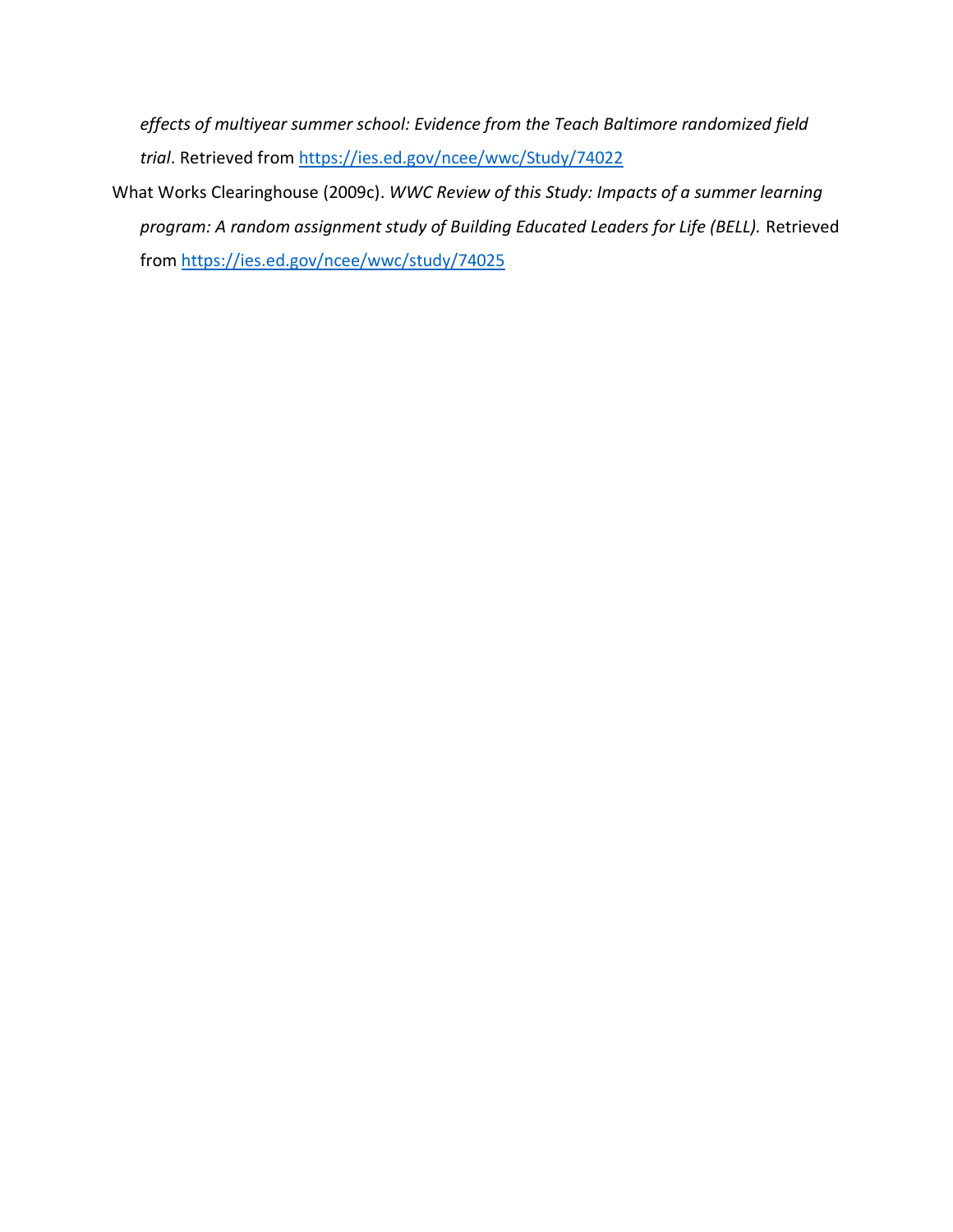*effects of multiyear summer school: Evidence from the Teach Baltimore randomized field trial*. Retrieved from https://ies.ed.gov/ncee/wwc/Study/74022

What Works Clearinghouse (2009c). *WWC Review of this Study: Impacts of a summer learning program: A random assignment study of Building Educated Leaders for Life (BELL).* Retrieved from https://ies.ed.gov/ncee/wwc/study/74025